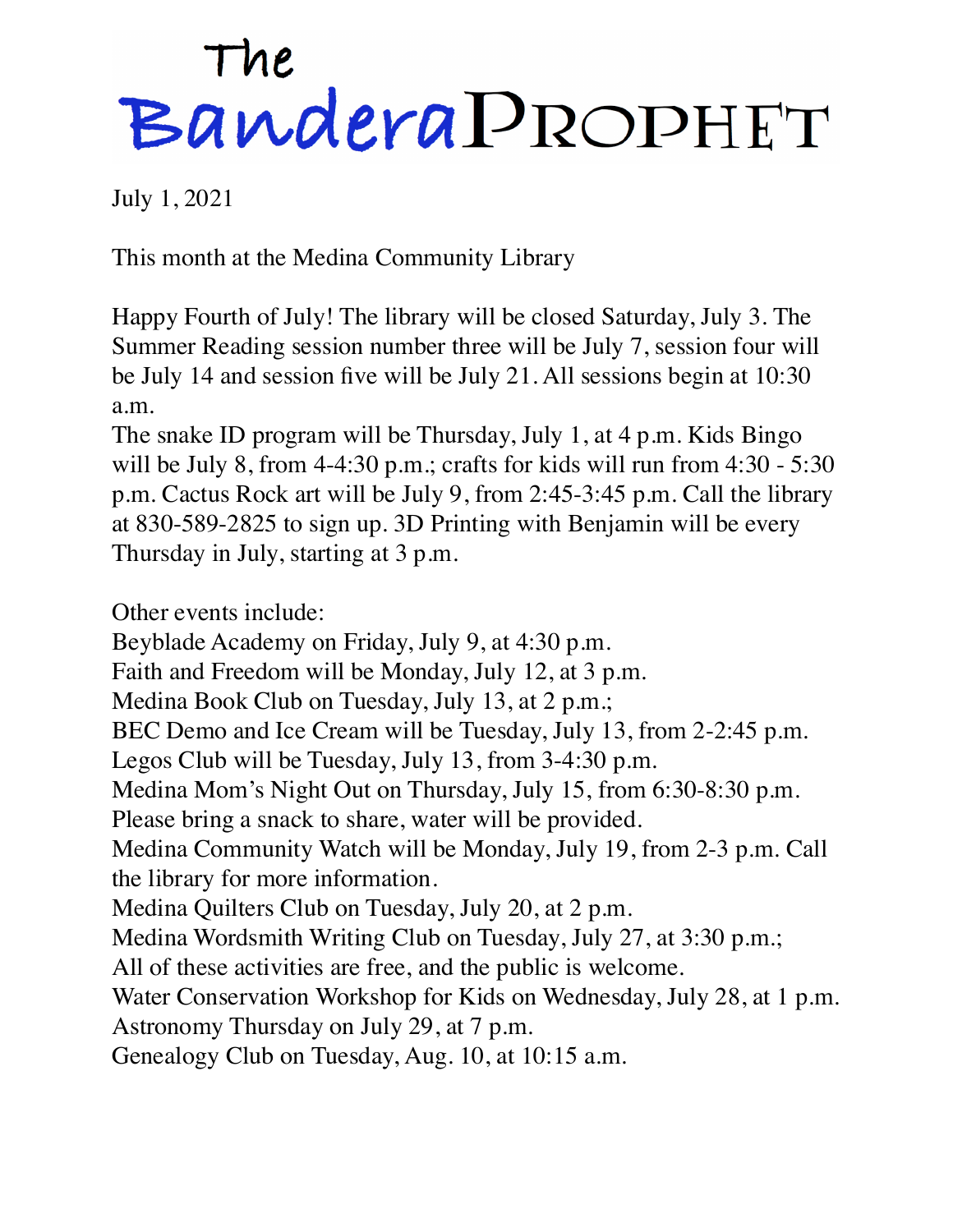# The Bandera Prophet

July 1, 2021

This month at the Medina Community Library

Happy Fourth of July! The library will be closed Saturday, July 3. The Summer Reading session number three will be July 7, session four will be July 14 and session five will be July 21. All sessions begin at 10:30 a.m.

The snake ID program will be Thursday, July 1, at 4 p.m. Kids Bingo will be July 8, from 4-4:30 p.m.; crafts for kids will run from 4:30 - 5:30 p.m. Cactus Rock art will be July 9, from 2:45-3:45 p.m. Call the library at 830-589-2825 to sign up. 3D Printing with Benjamin will be every Thursday in July, starting at 3 p.m.

Other events include:
Beyblade Academy on Friday, July 9, at 4:30 p.m.
Faith and Freedom will be Monday, July 12, at 3 p.m.
Medina Book Club on Tuesday, July 13, at 2 p.m.;
BEC Demo and Ice Cream will be Tuesday, July 13, from 2-2:45 p.m.
Legos Club will be Tuesday, July 13, from 3-4:30 p.m.
Medina Mom's Night Out on Thursday, July 15, from 6:30-8:30 p.m. Please bring a snack to share, water will be provided.
Medina Community Watch will be Monday, July 19, from 2-3 p.m. Call the library for more information.
Medina Quilters Club on Tuesday, July 20, at 2 p.m.
Medina Wordsmith Writing Club on Tuesday, July 27, at 3:30 p.m.;
All of these activities are free, and the public is welcome.
Water Conservation Workshop for Kids on Wednesday, July 28, at 1 p.m.
Astronomy Thursday on July 29, at 7 p.m.
Genealogy Club on Tuesday, Aug. 10, at 10:15 a.m.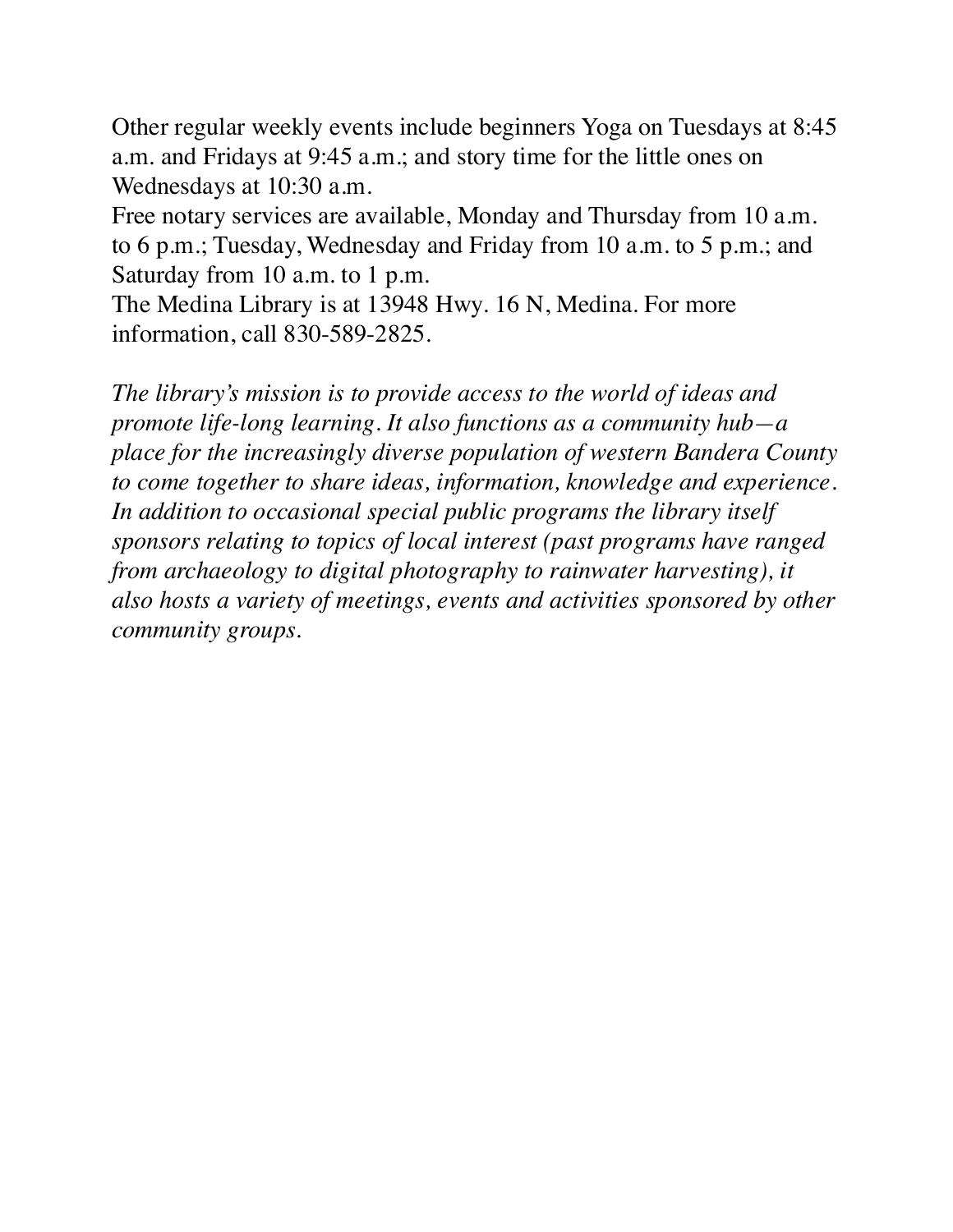Other regular weekly events include beginners Yoga on Tuesdays at 8:45 a.m. and Fridays at 9:45 a.m.; and story time for the little ones on Wednesdays at 10:30 a.m.

Free notary services are available, Monday and Thursday from 10 a.m. to 6 p.m.; Tuesday, Wednesday and Friday from 10 a.m. to 5 p.m.; and Saturday from 10 a.m. to 1 p.m.

The Medina Library is at 13948 Hwy. 16 N, Medina. For more information, call 830-589-2825.

*The library's mission is to provide access to the world of ideas and promote life-long learning. It also functions as a community hub—a place for the increasingly diverse population of western Bandera County to come together to share ideas, information, knowledge and experience. In addition to occasional special public programs the library itself sponsors relating to topics of local interest (past programs have ranged from archaeology to digital photography to rainwater harvesting), it also hosts a variety of meetings, events and activities sponsored by other community groups.*